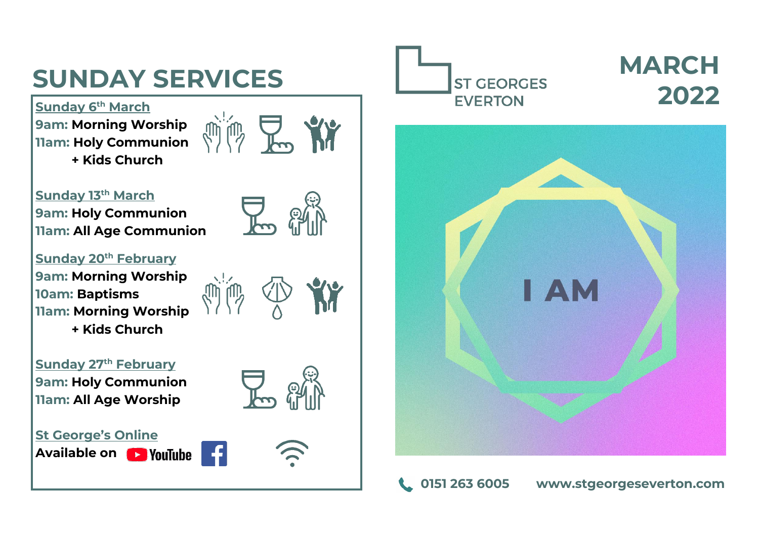# SUNDAY SERVICES

**Sunday 6th March**
**9am:** Morning Worship
**11am:** Holy Communion
+ Kids Church

**Sunday 13th March**
**9am:** Holy Communion
**11am:** All Age Communion

**Sunday 20th February**
**9am:** Morning Worship
**10am:** Baptisms
**11am:** Morning Worship
+ Kids Church

**Sunday 27th February**
**9am:** Holy Communion
**11am:** All Age Worship

**St George's Online**
Available on YouTube Facebook

ST GEORGES EVERTON

# MARCH 2022

I AM

0151 263 6005 www.stgeorgeseverton.com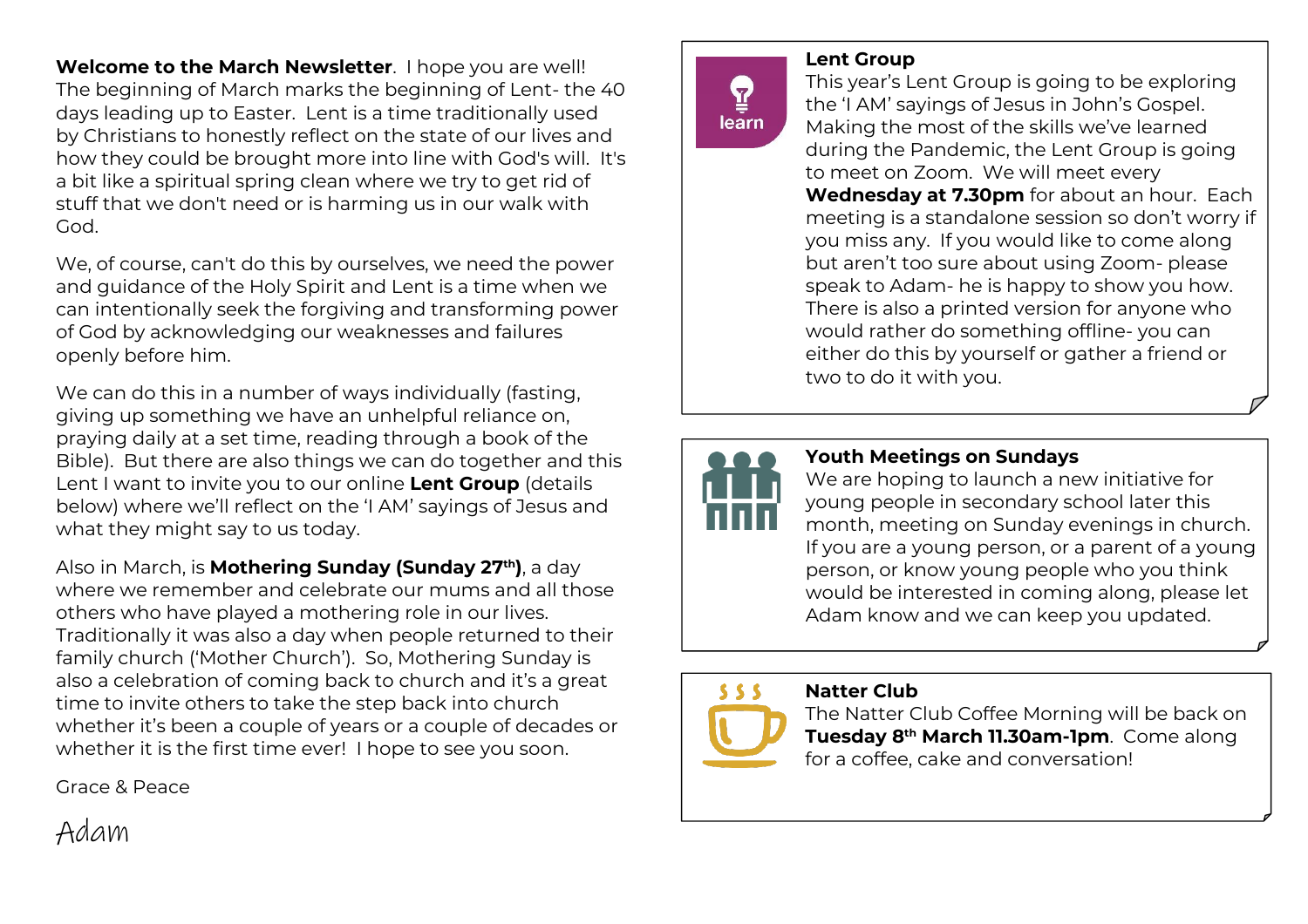**Welcome to the March Newsletter**. I hope you are well! The beginning of March marks the beginning of Lent- the 40 days leading up to Easter. Lent is a time traditionally used by Christians to honestly reflect on the state of our lives and how they could be brought more into line with God's will. It's a bit like a spiritual spring clean where we try to get rid of stuff that we don't need or is harming us in our walk with God.

We, of course, can't do this by ourselves, we need the power and guidance of the Holy Spirit and Lent is a time when we can intentionally seek the forgiving and transforming power of God by acknowledging our weaknesses and failures openly before him.

We can do this in a number of ways individually (fasting, giving up something we have an unhelpful reliance on, praying daily at a set time, reading through a book of the Bible). But there are also things we can do together and this Lent I want to invite you to our online **Lent Group** (details below) where we'll reflect on the 'I AM' sayings of Jesus and what they might say to us today.

Also in March, is **Mothering Sunday (Sunday 27th)**, a day where we remember and celebrate our mums and all those others who have played a mothering role in our lives. Traditionally it was also a day when people returned to their family church ('Mother Church'). So, Mothering Sunday is also a celebration of coming back to church and it's a great time to invite others to take the step back into church whether it's been a couple of years or a couple of decades or whether it is the first time ever! I hope to see you soon.

Grace & Peace

Adam

### Lent Group

This year's Lent Group is going to be exploring the 'I AM' sayings of Jesus in John's Gospel. Making the most of the skills we've learned during the Pandemic, the Lent Group is going to meet on Zoom. We will meet every **Wednesday at 7.30pm** for about an hour. Each meeting is a standalone session so don't worry if you miss any. If you would like to come along but aren't too sure about using Zoom- please speak to Adam- he is happy to show you how. There is also a printed version for anyone who would rather do something offline- you can either do this by yourself or gather a friend or two to do it with you.

### Youth Meetings on Sundays

We are hoping to launch a new initiative for young people in secondary school later this month, meeting on Sunday evenings in church. If you are a young person, or a parent of a young person, or know young people who you think would be interested in coming along, please let Adam know and we can keep you updated.

### Natter Club

The Natter Club Coffee Morning will be back on **Tuesday 8th March 11.30am-1pm**. Come along for a coffee, cake and conversation!